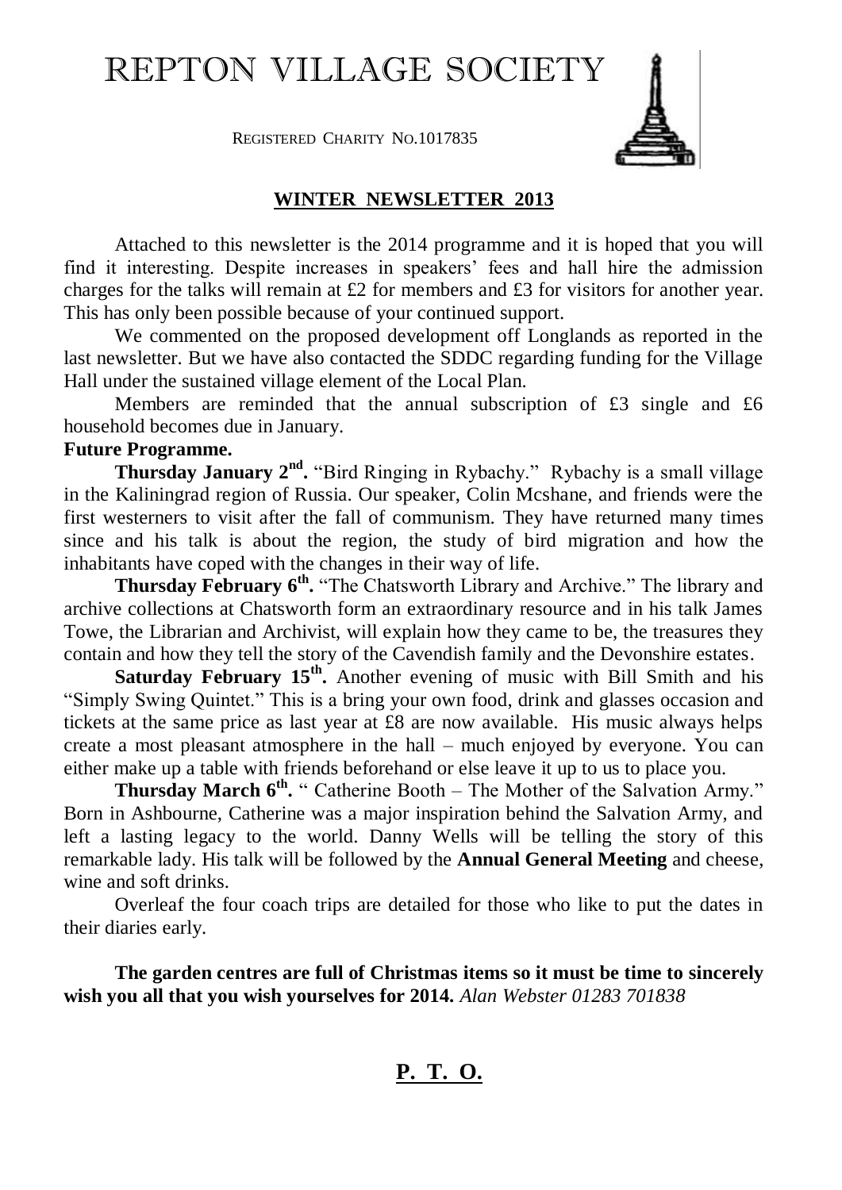# REPTON VILLAGE SOCIETY

REGISTERED CHARITY NO.1017835

## WINTER NEWSLETTER 2013

Attached to this newsletter is the 2014 programme and it is hoped that you will find it interesting. Despite increases in speakers' fees and hall hire the admission charges for the talks will remain at £2 for members and £3 for visitors for another year. This has only been possible because of your continued support.

We commented on the proposed development off Longlands as reported in the last newsletter. But we have also contacted the SDDC regarding funding for the Village Hall under the sustained village element of the Local Plan.

Members are reminded that the annual subscription of £3 single and £6 household becomes due in January.

**Future Programme.**

**Thursday January 2nd.** "Bird Ringing in Rybachy." Rybachy is a small village in the Kaliningrad region of Russia. Our speaker, Colin Mcshane, and friends were the first westerners to visit after the fall of communism. They have returned many times since and his talk is about the region, the study of bird migration and how the inhabitants have coped with the changes in their way of life.

**Thursday February 6th.** "The Chatsworth Library and Archive." The library and archive collections at Chatsworth form an extraordinary resource and in his talk James Towe, the Librarian and Archivist, will explain how they came to be, the treasures they contain and how they tell the story of the Cavendish family and the Devonshire estates.

**Saturday February 15th.** Another evening of music with Bill Smith and his "Simply Swing Quintet." This is a bring your own food, drink and glasses occasion and tickets at the same price as last year at £8 are now available. His music always helps create a most pleasant atmosphere in the hall – much enjoyed by everyone. You can either make up a table with friends beforehand or else leave it up to us to place you.

**Thursday March 6th.** " Catherine Booth – The Mother of the Salvation Army." Born in Ashbourne, Catherine was a major inspiration behind the Salvation Army, and left a lasting legacy to the world. Danny Wells will be telling the story of this remarkable lady. His talk will be followed by the **Annual General Meeting** and cheese, wine and soft drinks.

Overleaf the four coach trips are detailed for those who like to put the dates in their diaries early.

**The garden centres are full of Christmas items so it must be time to sincerely wish you all that you wish yourselves for 2014.** *Alan Webster 01283 701838*

**P. T. O.**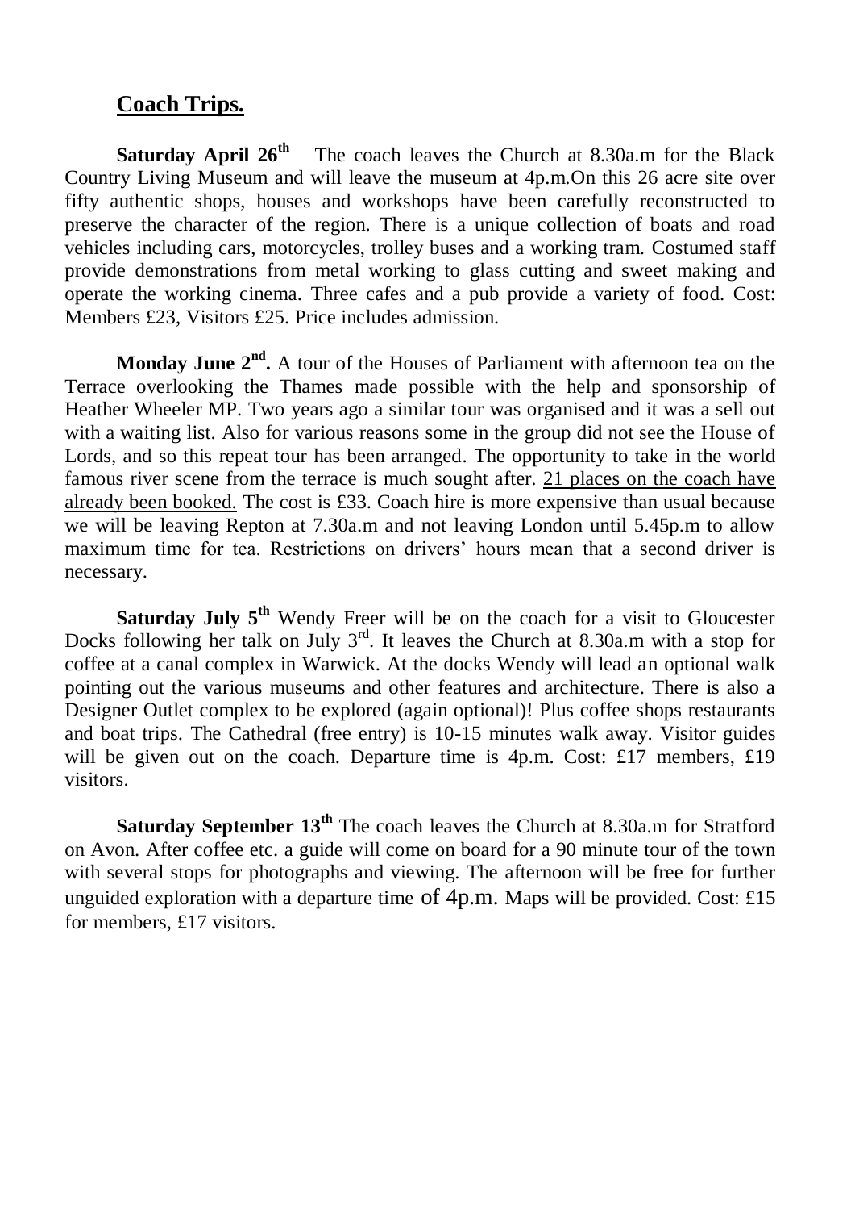## Coach Trips.

**Saturday April 26th** The coach leaves the Church at 8.30a.m for the Black Country Living Museum and will leave the museum at 4p.m.On this 26 acre site over fifty authentic shops, houses and workshops have been carefully reconstructed to preserve the character of the region. There is a unique collection of boats and road vehicles including cars, motorcycles, trolley buses and a working tram. Costumed staff provide demonstrations from metal working to glass cutting and sweet making and operate the working cinema. Three cafes and a pub provide a variety of food. Cost: Members £23, Visitors £25. Price includes admission.

**Monday June 2nd.** A tour of the Houses of Parliament with afternoon tea on the Terrace overlooking the Thames made possible with the help and sponsorship of Heather Wheeler MP. Two years ago a similar tour was organised and it was a sell out with a waiting list. Also for various reasons some in the group did not see the House of Lords, and so this repeat tour has been arranged. The opportunity to take in the world famous river scene from the terrace is much sought after. <u>21 places on the coach have already been booked.</u> The cost is £33. Coach hire is more expensive than usual because we will be leaving Repton at 7.30a.m and not leaving London until 5.45p.m to allow maximum time for tea. Restrictions on drivers' hours mean that a second driver is necessary.

**Saturday July 5th** Wendy Freer will be on the coach for a visit to Gloucester Docks following her talk on July 3rd. It leaves the Church at 8.30a.m with a stop for coffee at a canal complex in Warwick. At the docks Wendy will lead an optional walk pointing out the various museums and other features and architecture. There is also a Designer Outlet complex to be explored (again optional)! Plus coffee shops restaurants and boat trips. The Cathedral (free entry) is 10-15 minutes walk away. Visitor guides will be given out on the coach. Departure time is 4p.m. Cost: £17 members, £19 visitors.

**Saturday September 13th** The coach leaves the Church at 8.30a.m for Stratford on Avon. After coffee etc. a guide will come on board for a 90 minute tour of the town with several stops for photographs and viewing. The afternoon will be free for further unguided exploration with a departure time of 4p.m. Maps will be provided. Cost: £15 for members, £17 visitors.